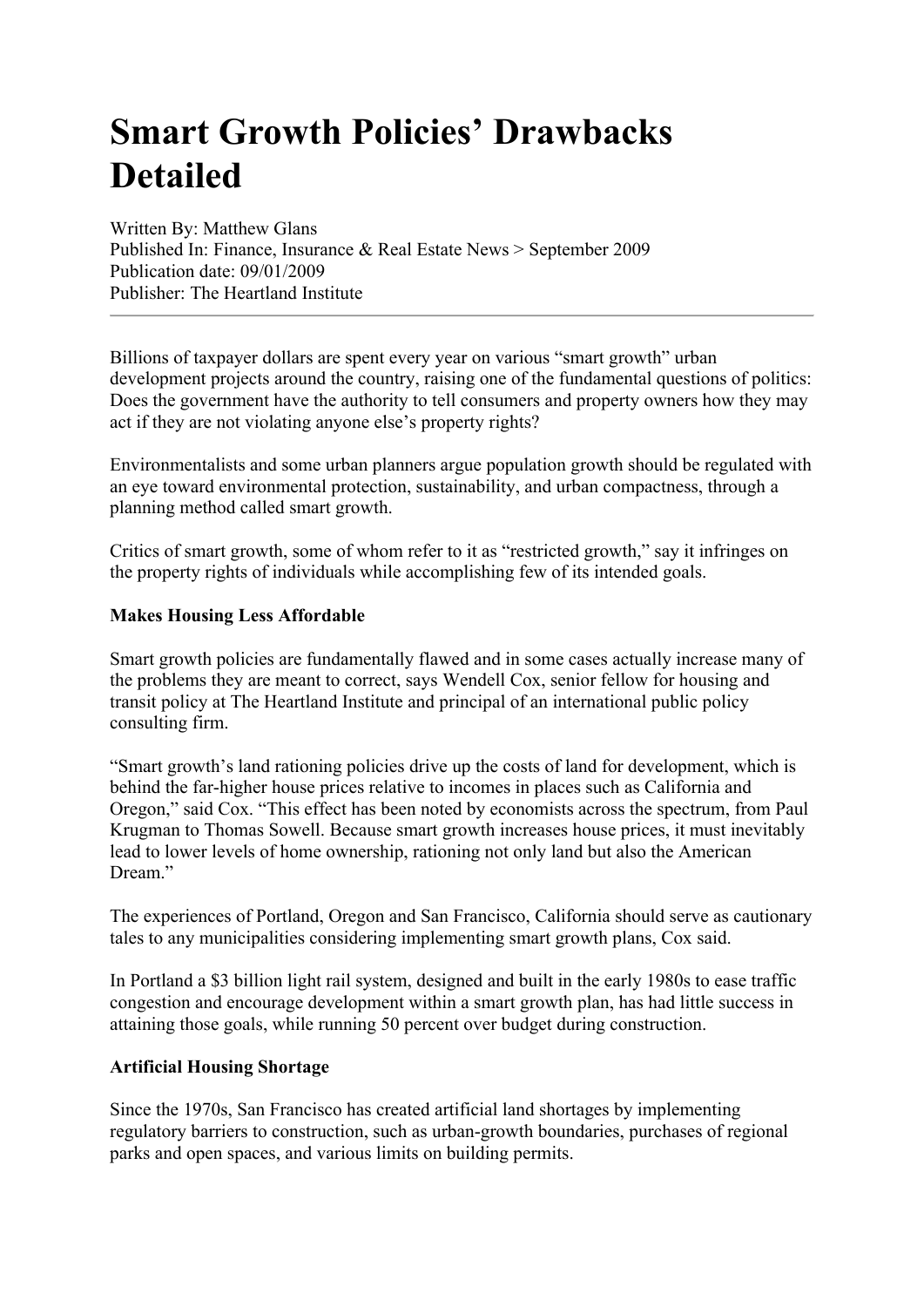# Smart Growth Policies' Drawbacks Detailed

Written By: Matthew Glans
Published In: Finance, Insurance & Real Estate News > September 2009
Publication date: 09/01/2009
Publisher: The Heartland Institute

---

Billions of taxpayer dollars are spent every year on various "smart growth" urban development projects around the country, raising one of the fundamental questions of politics: Does the government have the authority to tell consumers and property owners how they may act if they are not violating anyone else's property rights?

Environmentalists and some urban planners argue population growth should be regulated with an eye toward environmental protection, sustainability, and urban compactness, through a planning method called smart growth.

Critics of smart growth, some of whom refer to it as "restricted growth," say it infringes on the property rights of individuals while accomplishing few of its intended goals.

**Makes Housing Less Affordable**

Smart growth policies are fundamentally flawed and in some cases actually increase many of the problems they are meant to correct, says Wendell Cox, senior fellow for housing and transit policy at The Heartland Institute and principal of an international public policy consulting firm.

"Smart growth's land rationing policies drive up the costs of land for development, which is behind the far-higher house prices relative to incomes in places such as California and Oregon," said Cox. "This effect has been noted by economists across the spectrum, from Paul Krugman to Thomas Sowell. Because smart growth increases house prices, it must inevitably lead to lower levels of home ownership, rationing not only land but also the American Dream."

The experiences of Portland, Oregon and San Francisco, California should serve as cautionary tales to any municipalities considering implementing smart growth plans, Cox said.

In Portland a $3 billion light rail system, designed and built in the early 1980s to ease traffic congestion and encourage development within a smart growth plan, has had little success in attaining those goals, while running 50 percent over budget during construction.

**Artificial Housing Shortage**

Since the 1970s, San Francisco has created artificial land shortages by implementing regulatory barriers to construction, such as urban-growth boundaries, purchases of regional parks and open spaces, and various limits on building permits.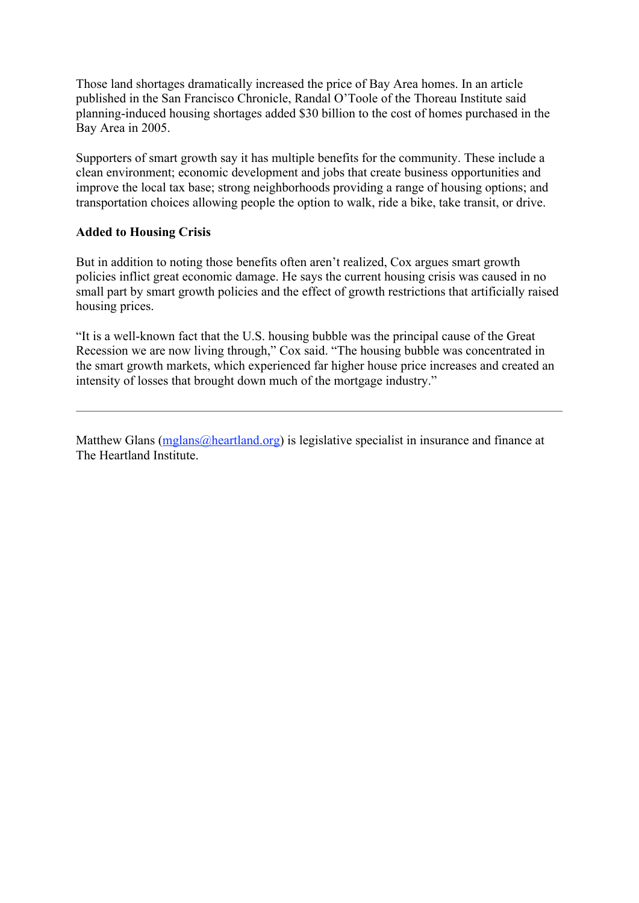Those land shortages dramatically increased the price of Bay Area homes. In an article published in the San Francisco Chronicle, Randal O'Toole of the Thoreau Institute said planning-induced housing shortages added $30 billion to the cost of homes purchased in the Bay Area in 2005.

Supporters of smart growth say it has multiple benefits for the community. These include a clean environment; economic development and jobs that create business opportunities and improve the local tax base; strong neighborhoods providing a range of housing options; and transportation choices allowing people the option to walk, ride a bike, take transit, or drive.

**Added to Housing Crisis**

But in addition to noting those benefits often aren't realized, Cox argues smart growth policies inflict great economic damage. He says the current housing crisis was caused in no small part by smart growth policies and the effect of growth restrictions that artificially raised housing prices.

"It is a well-known fact that the U.S. housing bubble was the principal cause of the Great Recession we are now living through," Cox said. "The housing bubble was concentrated in the smart growth markets, which experienced far higher house price increases and created an intensity of losses that brought down much of the mortgage industry."

---

Matthew Glans (mglans@heartland.org) is legislative specialist in insurance and finance at The Heartland Institute.